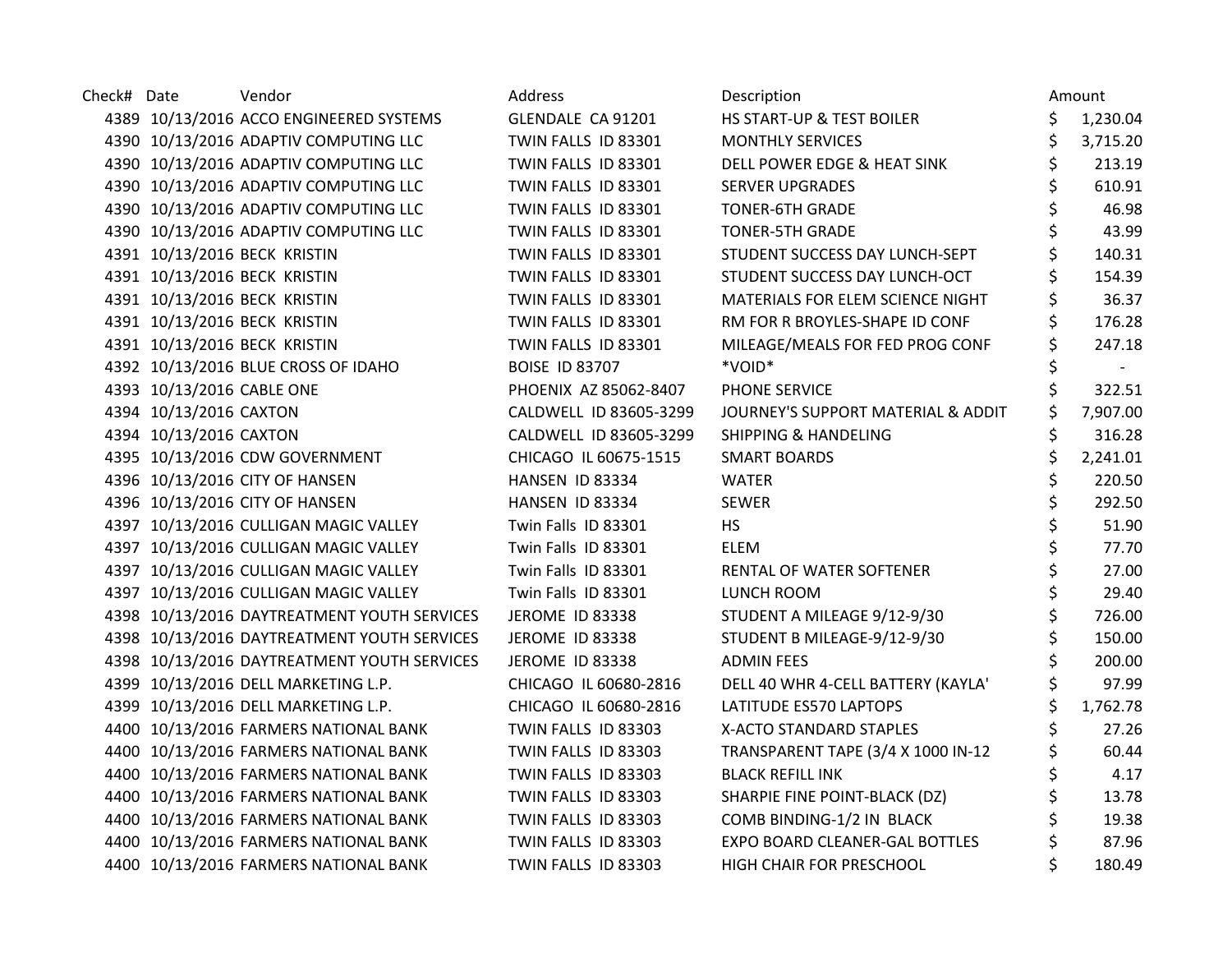| Check# | Date | Vendor | Address | Description | Amount |
|---|---|---|---|---|---|
| 4389 | 10/13/2016 | ACCO ENGINEERED SYSTEMS | GLENDALE CA 91201 | HS START-UP & TEST BOILER | $ 1,230.04 |
| 4390 | 10/13/2016 | ADAPTIV COMPUTING LLC | TWIN FALLS ID 83301 | MONTHLY SERVICES | $ 3,715.20 |
| 4390 | 10/13/2016 | ADAPTIV COMPUTING LLC | TWIN FALLS ID 83301 | DELL POWER EDGE & HEAT SINK | $ 213.19 |
| 4390 | 10/13/2016 | ADAPTIV COMPUTING LLC | TWIN FALLS ID 83301 | SERVER UPGRADES | $ 610.91 |
| 4390 | 10/13/2016 | ADAPTIV COMPUTING LLC | TWIN FALLS ID 83301 | TONER-6TH GRADE | $ 46.98 |
| 4390 | 10/13/2016 | ADAPTIV COMPUTING LLC | TWIN FALLS ID 83301 | TONER-5TH GRADE | $ 43.99 |
| 4391 | 10/13/2016 | BECK KRISTIN | TWIN FALLS ID 83301 | STUDENT SUCCESS DAY LUNCH-SEPT | $ 140.31 |
| 4391 | 10/13/2016 | BECK KRISTIN | TWIN FALLS ID 83301 | STUDENT SUCCESS DAY LUNCH-OCT | $ 154.39 |
| 4391 | 10/13/2016 | BECK KRISTIN | TWIN FALLS ID 83301 | MATERIALS FOR ELEM SCIENCE NIGHT | $ 36.37 |
| 4391 | 10/13/2016 | BECK KRISTIN | TWIN FALLS ID 83301 | RM FOR R BROYLES-SHAPE ID CONF | $ 176.28 |
| 4391 | 10/13/2016 | BECK KRISTIN | TWIN FALLS ID 83301 | MILEAGE/MEALS FOR FED PROG CONF | $ 247.18 |
| 4392 | 10/13/2016 | BLUE CROSS OF IDAHO | BOISE ID 83707 | *VOID* | $ - |
| 4393 | 10/13/2016 | CABLE ONE | PHOENIX AZ 85062-8407 | PHONE SERVICE | $ 322.51 |
| 4394 | 10/13/2016 | CAXTON | CALDWELL ID 83605-3299 | JOURNEY'S SUPPORT MATERIAL & ADDIT | $ 7,907.00 |
| 4394 | 10/13/2016 | CAXTON | CALDWELL ID 83605-3299 | SHIPPING & HANDELING | $ 316.28 |
| 4395 | 10/13/2016 | CDW GOVERNMENT | CHICAGO IL 60675-1515 | SMART BOARDS | $ 2,241.01 |
| 4396 | 10/13/2016 | CITY OF HANSEN | HANSEN ID 83334 | WATER | $ 220.50 |
| 4396 | 10/13/2016 | CITY OF HANSEN | HANSEN ID 83334 | SEWER | $ 292.50 |
| 4397 | 10/13/2016 | CULLIGAN MAGIC VALLEY | Twin Falls ID 83301 | HS | $ 51.90 |
| 4397 | 10/13/2016 | CULLIGAN MAGIC VALLEY | Twin Falls ID 83301 | ELEM | $ 77.70 |
| 4397 | 10/13/2016 | CULLIGAN MAGIC VALLEY | Twin Falls ID 83301 | RENTAL OF WATER SOFTENER | $ 27.00 |
| 4397 | 10/13/2016 | CULLIGAN MAGIC VALLEY | Twin Falls ID 83301 | LUNCH ROOM | $ 29.40 |
| 4398 | 10/13/2016 | DAYTREATMENT YOUTH SERVICES | JEROME ID 83338 | STUDENT A MILEAGE 9/12-9/30 | $ 726.00 |
| 4398 | 10/13/2016 | DAYTREATMENT YOUTH SERVICES | JEROME ID 83338 | STUDENT B MILEAGE-9/12-9/30 | $ 150.00 |
| 4398 | 10/13/2016 | DAYTREATMENT YOUTH SERVICES | JEROME ID 83338 | ADMIN FEES | $ 200.00 |
| 4399 | 10/13/2016 | DELL MARKETING L.P. | CHICAGO IL 60680-2816 | DELL 40 WHR 4-CELL BATTERY (KAYLA' | $ 97.99 |
| 4399 | 10/13/2016 | DELL MARKETING L.P. | CHICAGO IL 60680-2816 | LATITUDE ES570 LAPTOPS | $ 1,762.78 |
| 4400 | 10/13/2016 | FARMERS NATIONAL BANK | TWIN FALLS ID 83303 | X-ACTO STANDARD STAPLES | $ 27.26 |
| 4400 | 10/13/2016 | FARMERS NATIONAL BANK | TWIN FALLS ID 83303 | TRANSPARENT TAPE (3/4 X 1000 IN-12 | $ 60.44 |
| 4400 | 10/13/2016 | FARMERS NATIONAL BANK | TWIN FALLS ID 83303 | BLACK REFILL INK | $ 4.17 |
| 4400 | 10/13/2016 | FARMERS NATIONAL BANK | TWIN FALLS ID 83303 | SHARPIE FINE POINT-BLACK (DZ) | $ 13.78 |
| 4400 | 10/13/2016 | FARMERS NATIONAL BANK | TWIN FALLS ID 83303 | COMB BINDING-1/2 IN BLACK | $ 19.38 |
| 4400 | 10/13/2016 | FARMERS NATIONAL BANK | TWIN FALLS ID 83303 | EXPO BOARD CLEANER-GAL BOTTLES | $ 87.96 |
| 4400 | 10/13/2016 | FARMERS NATIONAL BANK | TWIN FALLS ID 83303 | HIGH CHAIR FOR PRESCHOOL | $ 180.49 |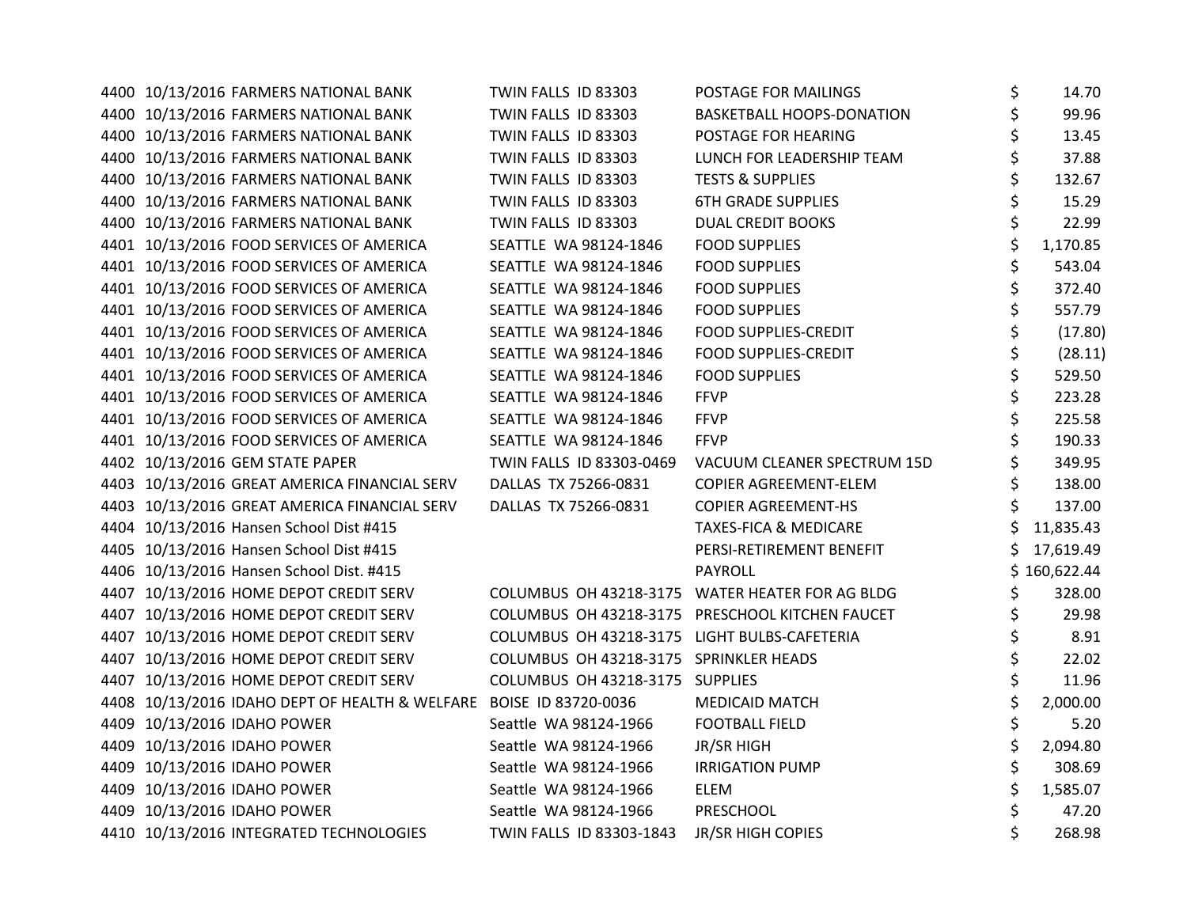| | | | | | |
|---|---|---|---|---|---|
| 4400 | 10/13/2016 | FARMERS NATIONAL BANK | TWIN FALLS ID 83303 | POSTAGE FOR MAILINGS | $ 14.70 |
| 4400 | 10/13/2016 | FARMERS NATIONAL BANK | TWIN FALLS ID 83303 | BASKETBALL HOOPS-DONATION | $ 99.96 |
| 4400 | 10/13/2016 | FARMERS NATIONAL BANK | TWIN FALLS ID 83303 | POSTAGE FOR HEARING | $ 13.45 |
| 4400 | 10/13/2016 | FARMERS NATIONAL BANK | TWIN FALLS ID 83303 | LUNCH FOR LEADERSHIP TEAM | $ 37.88 |
| 4400 | 10/13/2016 | FARMERS NATIONAL BANK | TWIN FALLS ID 83303 | TESTS & SUPPLIES | $ 132.67 |
| 4400 | 10/13/2016 | FARMERS NATIONAL BANK | TWIN FALLS ID 83303 | 6TH GRADE SUPPLIES | $ 15.29 |
| 4400 | 10/13/2016 | FARMERS NATIONAL BANK | TWIN FALLS ID 83303 | DUAL CREDIT BOOKS | $ 22.99 |
| 4401 | 10/13/2016 | FOOD SERVICES OF AMERICA | SEATTLE WA 98124-1846 | FOOD SUPPLIES | $ 1,170.85 |
| 4401 | 10/13/2016 | FOOD SERVICES OF AMERICA | SEATTLE WA 98124-1846 | FOOD SUPPLIES | $ 543.04 |
| 4401 | 10/13/2016 | FOOD SERVICES OF AMERICA | SEATTLE WA 98124-1846 | FOOD SUPPLIES | $ 372.40 |
| 4401 | 10/13/2016 | FOOD SERVICES OF AMERICA | SEATTLE WA 98124-1846 | FOOD SUPPLIES | $ 557.79 |
| 4401 | 10/13/2016 | FOOD SERVICES OF AMERICA | SEATTLE WA 98124-1846 | FOOD SUPPLIES-CREDIT | $ (17.80) |
| 4401 | 10/13/2016 | FOOD SERVICES OF AMERICA | SEATTLE WA 98124-1846 | FOOD SUPPLIES-CREDIT | $ (28.11) |
| 4401 | 10/13/2016 | FOOD SERVICES OF AMERICA | SEATTLE WA 98124-1846 | FOOD SUPPLIES | $ 529.50 |
| 4401 | 10/13/2016 | FOOD SERVICES OF AMERICA | SEATTLE WA 98124-1846 | FFVP | $ 223.28 |
| 4401 | 10/13/2016 | FOOD SERVICES OF AMERICA | SEATTLE WA 98124-1846 | FFVP | $ 225.58 |
| 4401 | 10/13/2016 | FOOD SERVICES OF AMERICA | SEATTLE WA 98124-1846 | FFVP | $ 190.33 |
| 4402 | 10/13/2016 | GEM STATE PAPER | TWIN FALLS ID 83303-0469 | VACUUM CLEANER SPECTRUM 15D | $ 349.95 |
| 4403 | 10/13/2016 | GREAT AMERICA FINANCIAL SERV | DALLAS TX 75266-0831 | COPIER AGREEMENT-ELEM | $ 138.00 |
| 4403 | 10/13/2016 | GREAT AMERICA FINANCIAL SERV | DALLAS TX 75266-0831 | COPIER AGREEMENT-HS | $ 137.00 |
| 4404 | 10/13/2016 | Hansen School Dist #415 | | TAXES-FICA & MEDICARE | $ 11,835.43 |
| 4405 | 10/13/2016 | Hansen School Dist #415 | | PERSI-RETIREMENT BENEFIT | $ 17,619.49 |
| 4406 | 10/13/2016 | Hansen School Dist. #415 | | PAYROLL | $ 160,622.44 |
| 4407 | 10/13/2016 | HOME DEPOT CREDIT SERV | COLUMBUS OH 43218-3175 | WATER HEATER FOR AG BLDG | $ 328.00 |
| 4407 | 10/13/2016 | HOME DEPOT CREDIT SERV | COLUMBUS OH 43218-3175 | PRESCHOOL KITCHEN FAUCET | $ 29.98 |
| 4407 | 10/13/2016 | HOME DEPOT CREDIT SERV | COLUMBUS OH 43218-3175 | LIGHT BULBS-CAFETERIA | $ 8.91 |
| 4407 | 10/13/2016 | HOME DEPOT CREDIT SERV | COLUMBUS OH 43218-3175 | SPRINKLER HEADS | $ 22.02 |
| 4407 | 10/13/2016 | HOME DEPOT CREDIT SERV | COLUMBUS OH 43218-3175 | SUPPLIES | $ 11.96 |
| 4408 | 10/13/2016 | IDAHO DEPT OF HEALTH & WELFARE | BOISE ID 83720-0036 | MEDICAID MATCH | $ 2,000.00 |
| 4409 | 10/13/2016 | IDAHO POWER | Seattle WA 98124-1966 | FOOTBALL FIELD | $ 5.20 |
| 4409 | 10/13/2016 | IDAHO POWER | Seattle WA 98124-1966 | JR/SR HIGH | $ 2,094.80 |
| 4409 | 10/13/2016 | IDAHO POWER | Seattle WA 98124-1966 | IRRIGATION PUMP | $ 308.69 |
| 4409 | 10/13/2016 | IDAHO POWER | Seattle WA 98124-1966 | ELEM | $ 1,585.07 |
| 4409 | 10/13/2016 | IDAHO POWER | Seattle WA 98124-1966 | PRESCHOOL | $ 47.20 |
| 4410 | 10/13/2016 | INTEGRATED TECHNOLOGIES | TWIN FALLS ID 83303-1843 | JR/SR HIGH COPIES | $ 268.98 |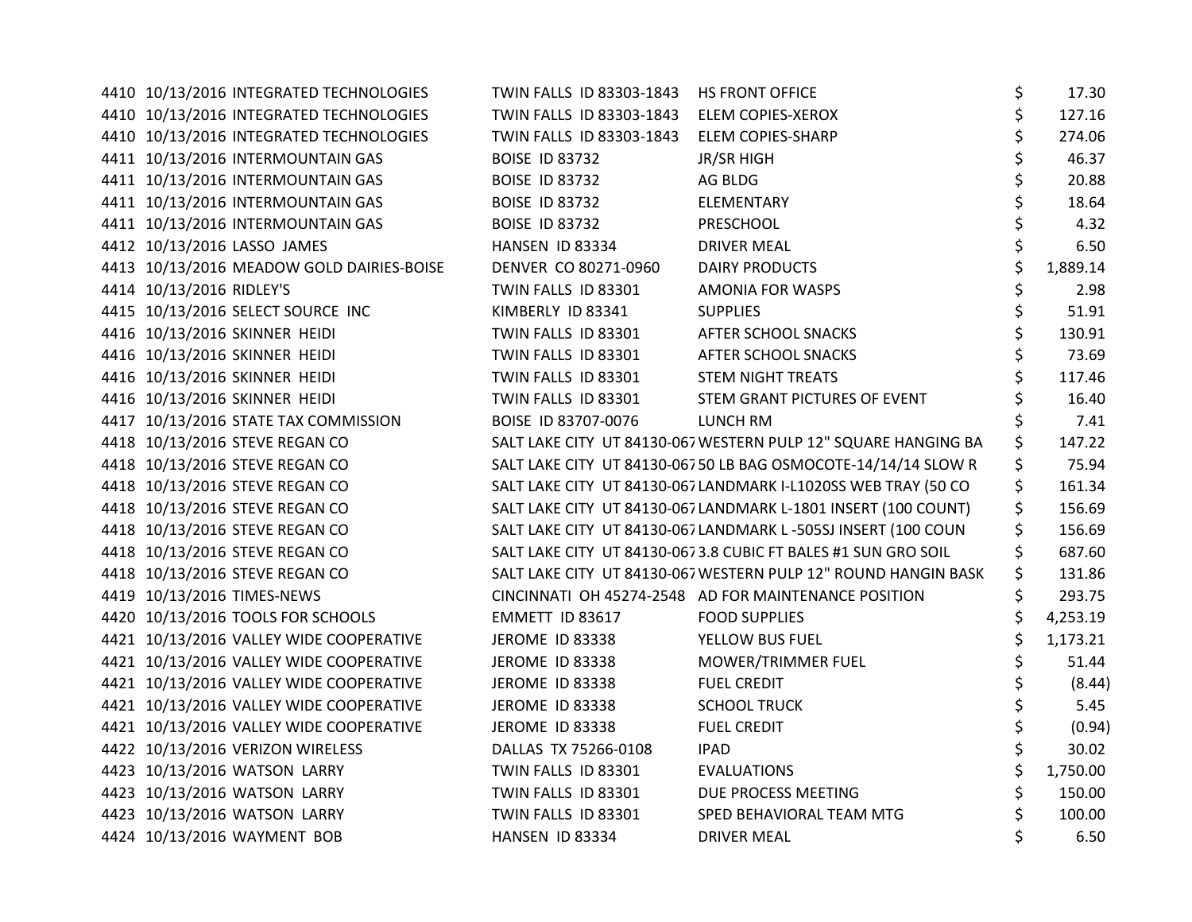| | | | | | |
|---|---|---|---|---|---|
| 4410 | 10/13/2016 | INTEGRATED TECHNOLOGIES | TWIN FALLS ID 83303-1843 | HS FRONT OFFICE | $ 17.30 |
| 4410 | 10/13/2016 | INTEGRATED TECHNOLOGIES | TWIN FALLS ID 83303-1843 | ELEM COPIES-XEROX | $ 127.16 |
| 4410 | 10/13/2016 | INTEGRATED TECHNOLOGIES | TWIN FALLS ID 83303-1843 | ELEM COPIES-SHARP | $ 274.06 |
| 4411 | 10/13/2016 | INTERMOUNTAIN GAS | BOISE ID 83732 | JR/SR HIGH | $ 46.37 |
| 4411 | 10/13/2016 | INTERMOUNTAIN GAS | BOISE ID 83732 | AG BLDG | $ 20.88 |
| 4411 | 10/13/2016 | INTERMOUNTAIN GAS | BOISE ID 83732 | ELEMENTARY | $ 18.64 |
| 4411 | 10/13/2016 | INTERMOUNTAIN GAS | BOISE ID 83732 | PRESCHOOL | $ 4.32 |
| 4412 | 10/13/2016 | LASSO JAMES | HANSEN ID 83334 | DRIVER MEAL | $ 6.50 |
| 4413 | 10/13/2016 | MEADOW GOLD DAIRIES-BOISE | DENVER CO 80271-0960 | DAIRY PRODUCTS | $ 1,889.14 |
| 4414 | 10/13/2016 | RIDLEY'S | TWIN FALLS ID 83301 | AMONIA FOR WASPS | $ 2.98 |
| 4415 | 10/13/2016 | SELECT SOURCE INC | KIMBERLY ID 83341 | SUPPLIES | $ 51.91 |
| 4416 | 10/13/2016 | SKINNER HEIDI | TWIN FALLS ID 83301 | AFTER SCHOOL SNACKS | $ 130.91 |
| 4416 | 10/13/2016 | SKINNER HEIDI | TWIN FALLS ID 83301 | AFTER SCHOOL SNACKS | $ 73.69 |
| 4416 | 10/13/2016 | SKINNER HEIDI | TWIN FALLS ID 83301 | STEM NIGHT TREATS | $ 117.46 |
| 4416 | 10/13/2016 | SKINNER HEIDI | TWIN FALLS ID 83301 | STEM GRANT PICTURES OF EVENT | $ 16.40 |
| 4417 | 10/13/2016 | STATE TAX COMMISSION | BOISE ID 83707-0076 | LUNCH RM | $ 7.41 |
| 4418 | 10/13/2016 | STEVE REGAN CO | SALT LAKE CITY UT 84130-067 | WESTERN PULP 12" SQUARE HANGING BA | $ 147.22 |
| 4418 | 10/13/2016 | STEVE REGAN CO | SALT LAKE CITY UT 84130-067 | 50 LB BAG OSMOCOTE-14/14/14 SLOW R | $ 75.94 |
| 4418 | 10/13/2016 | STEVE REGAN CO | SALT LAKE CITY UT 84130-067 | LANDMARK I-L1020SS WEB TRAY (50 CO | $ 161.34 |
| 4418 | 10/13/2016 | STEVE REGAN CO | SALT LAKE CITY UT 84130-067 | LANDMARK L-1801 INSERT (100 COUNT) | $ 156.69 |
| 4418 | 10/13/2016 | STEVE REGAN CO | SALT LAKE CITY UT 84130-067 | LANDMARK L -505SJ INSERT (100 COUN | $ 156.69 |
| 4418 | 10/13/2016 | STEVE REGAN CO | SALT LAKE CITY UT 84130-067 | 3.8 CUBIC FT BALES #1 SUN GRO SOIL | $ 687.60 |
| 4418 | 10/13/2016 | STEVE REGAN CO | SALT LAKE CITY UT 84130-067 | WESTERN PULP 12" ROUND HANGIN BASK | $ 131.86 |
| 4419 | 10/13/2016 | TIMES-NEWS | CINCINNATI OH 45274-2548 | AD FOR MAINTENANCE POSITION | $ 293.75 |
| 4420 | 10/13/2016 | TOOLS FOR SCHOOLS | EMMETT ID 83617 | FOOD SUPPLIES | $ 4,253.19 |
| 4421 | 10/13/2016 | VALLEY WIDE COOPERATIVE | JEROME ID 83338 | YELLOW BUS FUEL | $ 1,173.21 |
| 4421 | 10/13/2016 | VALLEY WIDE COOPERATIVE | JEROME ID 83338 | MOWER/TRIMMER FUEL | $ 51.44 |
| 4421 | 10/13/2016 | VALLEY WIDE COOPERATIVE | JEROME ID 83338 | FUEL CREDIT | $ (8.44) |
| 4421 | 10/13/2016 | VALLEY WIDE COOPERATIVE | JEROME ID 83338 | SCHOOL TRUCK | $ 5.45 |
| 4421 | 10/13/2016 | VALLEY WIDE COOPERATIVE | JEROME ID 83338 | FUEL CREDIT | $ (0.94) |
| 4422 | 10/13/2016 | VERIZON WIRELESS | DALLAS TX 75266-0108 | IPAD | $ 30.02 |
| 4423 | 10/13/2016 | WATSON LARRY | TWIN FALLS ID 83301 | EVALUATIONS | $ 1,750.00 |
| 4423 | 10/13/2016 | WATSON LARRY | TWIN FALLS ID 83301 | DUE PROCESS MEETING | $ 150.00 |
| 4423 | 10/13/2016 | WATSON LARRY | TWIN FALLS ID 83301 | SPED BEHAVIORAL TEAM MTG | $ 100.00 |
| 4424 | 10/13/2016 | WAYMENT BOB | HANSEN ID 83334 | DRIVER MEAL | $ 6.50 |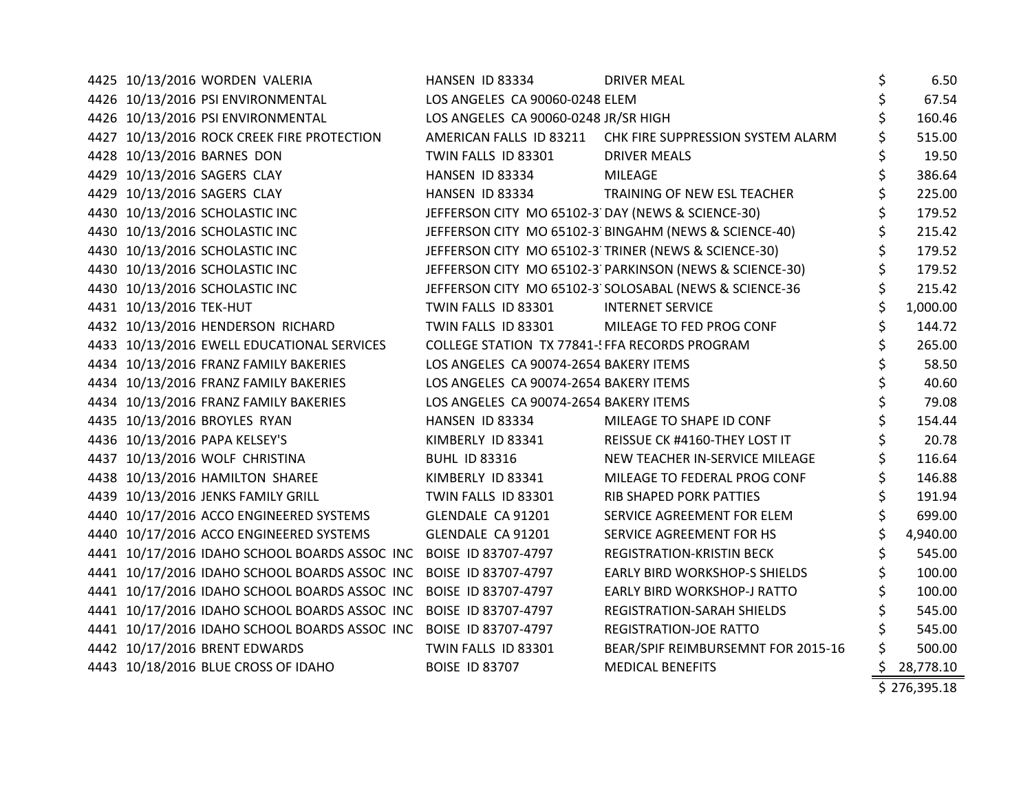| | | | | | |
|---|---|---|---|---|---|
| 4425 | 10/13/2016 | WORDEN VALERIA | HANSEN ID 83334 | DRIVER MEAL | $ 6.50 |
| 4426 | 10/13/2016 | PSI ENVIRONMENTAL | LOS ANGELES CA 90060-0248 | ELEM | $ 67.54 |
| 4426 | 10/13/2016 | PSI ENVIRONMENTAL | LOS ANGELES CA 90060-0248 | JR/SR HIGH | $ 160.46 |
| 4427 | 10/13/2016 | ROCK CREEK FIRE PROTECTION | AMERICAN FALLS ID 83211 | CHK FIRE SUPPRESSION SYSTEM ALARM | $ 515.00 |
| 4428 | 10/13/2016 | BARNES DON | TWIN FALLS ID 83301 | DRIVER MEALS | $ 19.50 |
| 4429 | 10/13/2016 | SAGERS CLAY | HANSEN ID 83334 | MILEAGE | $ 386.64 |
| 4429 | 10/13/2016 | SAGERS CLAY | HANSEN ID 83334 | TRAINING OF NEW ESL TEACHER | $ 225.00 |
| 4430 | 10/13/2016 | SCHOLASTIC INC | JEFFERSON CITY MO 65102-3 | DAY (NEWS & SCIENCE-30) | $ 179.52 |
| 4430 | 10/13/2016 | SCHOLASTIC INC | JEFFERSON CITY MO 65102-3 | BINGAHM (NEWS & SCIENCE-40) | $ 215.42 |
| 4430 | 10/13/2016 | SCHOLASTIC INC | JEFFERSON CITY MO 65102-3 | TRINER (NEWS & SCIENCE-30) | $ 179.52 |
| 4430 | 10/13/2016 | SCHOLASTIC INC | JEFFERSON CITY MO 65102-3 | PARKINSON (NEWS & SCIENCE-30) | $ 179.52 |
| 4430 | 10/13/2016 | SCHOLASTIC INC | JEFFERSON CITY MO 65102-3 | SOLOSABAL (NEWS & SCIENCE-36 | $ 215.42 |
| 4431 | 10/13/2016 | TEK-HUT | TWIN FALLS ID 83301 | INTERNET SERVICE | $ 1,000.00 |
| 4432 | 10/13/2016 | HENDERSON RICHARD | TWIN FALLS ID 83301 | MILEAGE TO FED PROG CONF | $ 144.72 |
| 4433 | 10/13/2016 | EWELL EDUCATIONAL SERVICES | COLLEGE STATION TX 77841-5 | FFA RECORDS PROGRAM | $ 265.00 |
| 4434 | 10/13/2016 | FRANZ FAMILY BAKERIES | LOS ANGELES CA 90074-2654 | BAKERY ITEMS | $ 58.50 |
| 4434 | 10/13/2016 | FRANZ FAMILY BAKERIES | LOS ANGELES CA 90074-2654 | BAKERY ITEMS | $ 40.60 |
| 4434 | 10/13/2016 | FRANZ FAMILY BAKERIES | LOS ANGELES CA 90074-2654 | BAKERY ITEMS | $ 79.08 |
| 4435 | 10/13/2016 | BROYLES RYAN | HANSEN ID 83334 | MILEAGE TO SHAPE ID CONF | $ 154.44 |
| 4436 | 10/13/2016 | PAPA KELSEY'S | KIMBERLY ID 83341 | REISSUE CK #4160-THEY LOST IT | $ 20.78 |
| 4437 | 10/13/2016 | WOLF CHRISTINA | BUHL ID 83316 | NEW TEACHER IN-SERVICE MILEAGE | $ 116.64 |
| 4438 | 10/13/2016 | HAMILTON SHAREE | KIMBERLY ID 83341 | MILEAGE TO FEDERAL PROG CONF | $ 146.88 |
| 4439 | 10/13/2016 | JENKS FAMILY GRILL | TWIN FALLS ID 83301 | RIB SHAPED PORK PATTIES | $ 191.94 |
| 4440 | 10/17/2016 | ACCO ENGINEERED SYSTEMS | GLENDALE CA 91201 | SERVICE AGREEMENT FOR ELEM | $ 699.00 |
| 4440 | 10/17/2016 | ACCO ENGINEERED SYSTEMS | GLENDALE CA 91201 | SERVICE AGREEMENT FOR HS | $ 4,940.00 |
| 4441 | 10/17/2016 | IDAHO SCHOOL BOARDS ASSOC INC | BOISE ID 83707-4797 | REGISTRATION-KRISTIN BECK | $ 545.00 |
| 4441 | 10/17/2016 | IDAHO SCHOOL BOARDS ASSOC INC | BOISE ID 83707-4797 | EARLY BIRD WORKSHOP-S SHIELDS | $ 100.00 |
| 4441 | 10/17/2016 | IDAHO SCHOOL BOARDS ASSOC INC | BOISE ID 83707-4797 | EARLY BIRD WORKSHOP-J RATTO | $ 100.00 |
| 4441 | 10/17/2016 | IDAHO SCHOOL BOARDS ASSOC INC | BOISE ID 83707-4797 | REGISTRATION-SARAH SHIELDS | $ 545.00 |
| 4441 | 10/17/2016 | IDAHO SCHOOL BOARDS ASSOC INC | BOISE ID 83707-4797 | REGISTRATION-JOE RATTO | $ 545.00 |
| 4442 | 10/17/2016 | BRENT EDWARDS | TWIN FALLS ID 83301 | BEAR/SPIF REIMBURSEMNT FOR 2015-16 | $ 500.00 |
| 4443 | 10/18/2016 | BLUE CROSS OF IDAHO | BOISE ID 83707 | MEDICAL BENEFITS | $ 28,778.10 |
| | | | | | $ 276,395.18 |